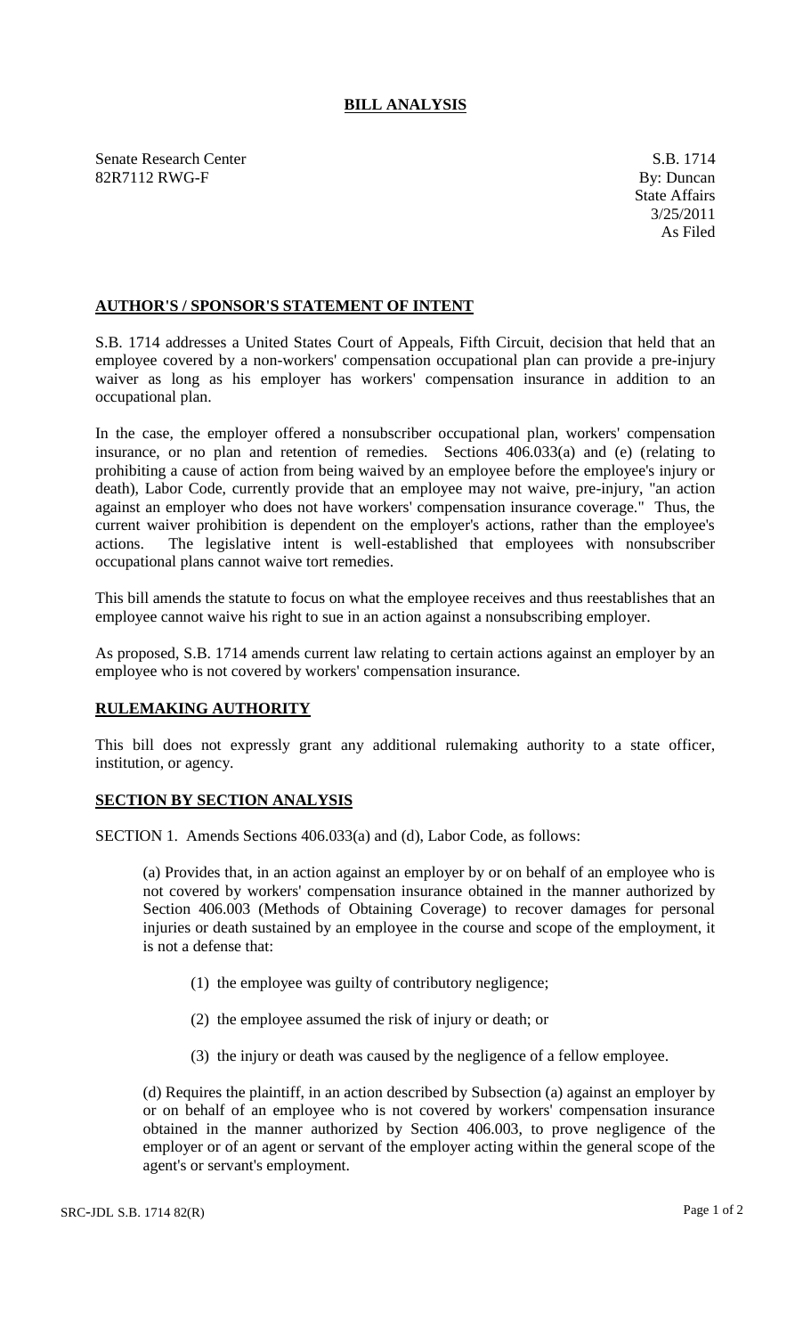# BILL ANALYSIS

Senate Research Center
82R7112 RWG-F

S.B. 1714
By: Duncan
State Affairs
3/25/2011
As Filed

## AUTHOR'S / SPONSOR'S STATEMENT OF INTENT

S.B. 1714 addresses a United States Court of Appeals, Fifth Circuit, decision that held that an employee covered by a non-workers' compensation occupational plan can provide a pre-injury waiver as long as his employer has workers' compensation insurance in addition to an occupational plan.

In the case, the employer offered a nonsubscriber occupational plan, workers' compensation insurance, or no plan and retention of remedies. Sections 406.033(a) and (e) (relating to prohibiting a cause of action from being waived by an employee before the employee's injury or death), Labor Code, currently provide that an employee may not waive, pre-injury, "an action against an employer who does not have workers' compensation insurance coverage." Thus, the current waiver prohibition is dependent on the employer's actions, rather than the employee's actions. The legislative intent is well-established that employees with nonsubscriber occupational plans cannot waive tort remedies.

This bill amends the statute to focus on what the employee receives and thus reestablishes that an employee cannot waive his right to sue in an action against a nonsubscribing employer.

As proposed, S.B. 1714 amends current law relating to certain actions against an employer by an employee who is not covered by workers' compensation insurance.

## RULEMAKING AUTHORITY

This bill does not expressly grant any additional rulemaking authority to a state officer, institution, or agency.

## SECTION BY SECTION ANALYSIS

SECTION 1. Amends Sections 406.033(a) and (d), Labor Code, as follows:

(a) Provides that, in an action against an employer by or on behalf of an employee who is not covered by workers' compensation insurance obtained in the manner authorized by Section 406.003 (Methods of Obtaining Coverage) to recover damages for personal injuries or death sustained by an employee in the course and scope of the employment, it is not a defense that:

(1) the employee was guilty of contributory negligence;

(2) the employee assumed the risk of injury or death; or

(3) the injury or death was caused by the negligence of a fellow employee.

(d) Requires the plaintiff, in an action described by Subsection (a) against an employer by or on behalf of an employee who is not covered by workers' compensation insurance obtained in the manner authorized by Section 406.003, to prove negligence of the employer or of an agent or servant of the employer acting within the general scope of the agent's or servant's employment.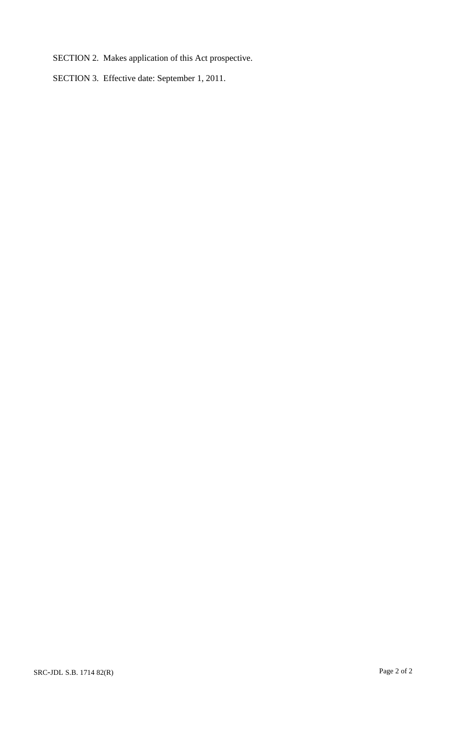SECTION 2. Makes application of this Act prospective.

SECTION 3. Effective date: September 1, 2011.